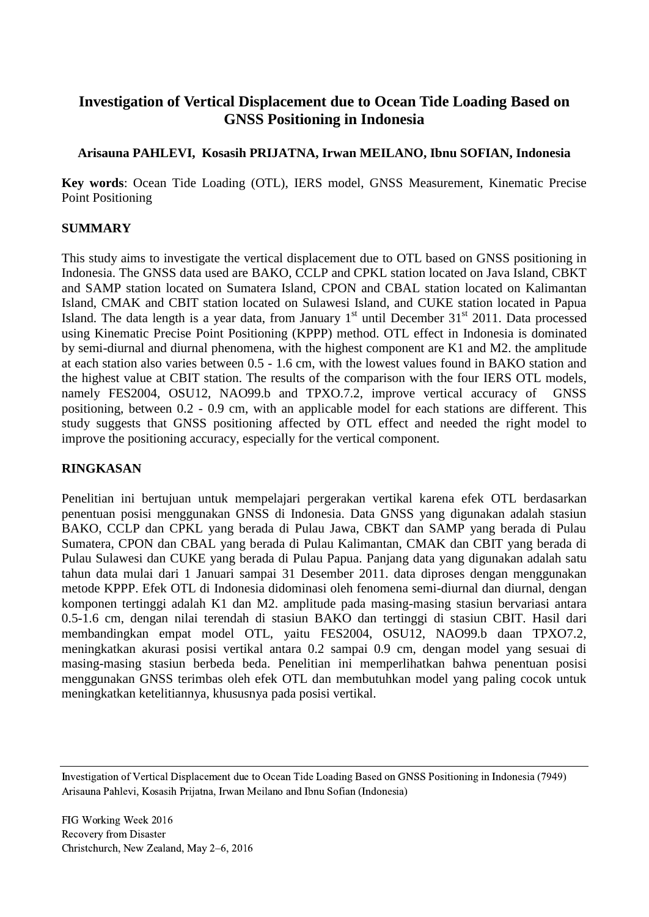# Investigation of Vertical Displacement due to Ocean Tide Loading Based on GNSS Positioning in Indonesia

**Arisauna PAHLEVI, Kosasih PRIJATNA, Irwan MEILANO, Ibnu SOFIAN, Indonesia**

**Key words**: Ocean Tide Loading (OTL), IERS model, GNSS Measurement, Kinematic Precise Point Positioning

## SUMMARY

This study aims to investigate the vertical displacement due to OTL based on GNSS positioning in Indonesia. The GNSS data used are BAKO, CCLP and CPKL station located on Java Island, CBKT and SAMP station located on Sumatera Island, CPON and CBAL station located on Kalimantan Island, CMAK and CBIT station located on Sulawesi Island, and CUKE station located in Papua Island. The data length is a year data, from January 1st until December 31st 2011. Data processed using Kinematic Precise Point Positioning (KPPP) method. OTL effect in Indonesia is dominated by semi-diurnal and diurnal phenomena, with the highest component are K1 and M2. the amplitude at each station also varies between 0.5 - 1.6 cm, with the lowest values found in BAKO station and the highest value at CBIT station. The results of the comparison with the four IERS OTL models, namely FES2004, OSU12, NAO99.b and TPXO.7.2, improve vertical accuracy of GNSS positioning, between 0.2 - 0.9 cm, with an applicable model for each stations are different. This study suggests that GNSS positioning affected by OTL effect and needed the right model to improve the positioning accuracy, especially for the vertical component.

## RINGKASAN

Penelitian ini bertujuan untuk mempelajari pergerakan vertikal karena efek OTL berdasarkan penentuan posisi menggunakan GNSS di Indonesia. Data GNSS yang digunakan adalah stasiun BAKO, CCLP dan CPKL yang berada di Pulau Jawa, CBKT dan SAMP yang berada di Pulau Sumatera, CPON dan CBAL yang berada di Pulau Kalimantan, CMAK dan CBIT yang berada di Pulau Sulawesi dan CUKE yang berada di Pulau Papua. Panjang data yang digunakan adalah satu tahun data mulai dari 1 Januari sampai 31 Desember 2011. data diproses dengan menggunakan metode KPPP. Efek OTL di Indonesia didominasi oleh fenomena semi-diurnal dan diurnal, dengan komponen tertinggi adalah K1 dan M2. amplitude pada masing-masing stasiun bervariasi antara 0.5-1.6 cm, dengan nilai terendah di stasiun BAKO dan tertinggi di stasiun CBIT. Hasil dari membandingkan empat model OTL, yaitu FES2004, OSU12, NAO99.b daan TPXO7.2, meningkatkan akurasi posisi vertikal antara 0.2 sampai 0.9 cm, dengan model yang sesuai di masing-masing stasiun berbeda beda. Penelitian ini memperlihatkan bahwa penentuan posisi menggunakan GNSS terimbas oleh efek OTL dan membutuhkan model yang paling cocok untuk meningkatkan ketelitiannya, khususnya pada posisi vertikal.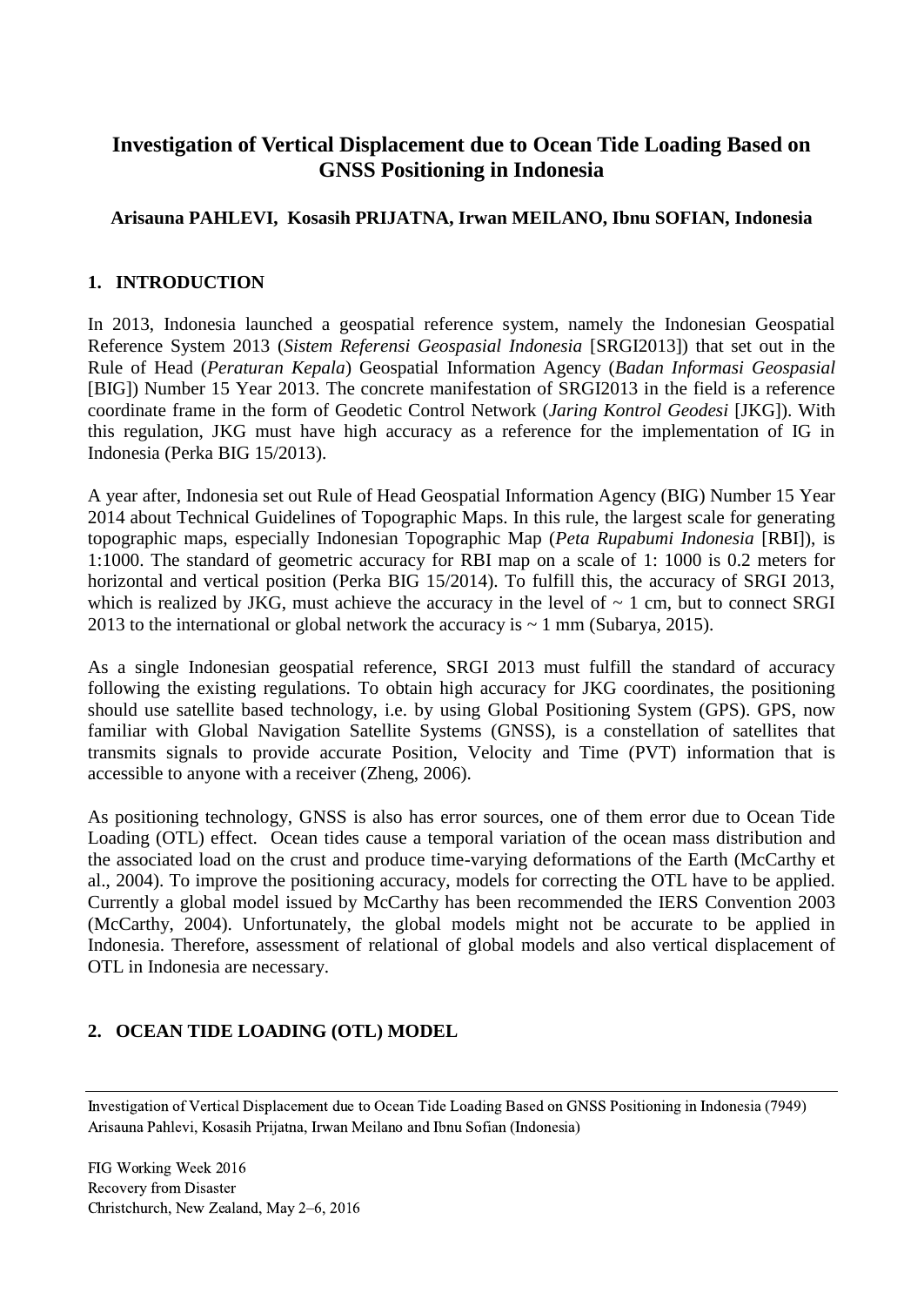# Investigation of Vertical Displacement due to Ocean Tide Loading Based on GNSS Positioning in Indonesia

**Arisauna PAHLEVI, Kosasih PRIJATNA, Irwan MEILANO, Ibnu SOFIAN, Indonesia**

## 1. INTRODUCTION

In 2013, Indonesia launched a geospatial reference system, namely the Indonesian Geospatial Reference System 2013 (*Sistem Referensi Geospasial Indonesia* [SRGI2013]) that set out in the Rule of Head (*Peraturan Kepala*) Geospatial Information Agency (*Badan Informasi Geospasial* [BIG]) Number 15 Year 2013. The concrete manifestation of SRGI2013 in the field is a reference coordinate frame in the form of Geodetic Control Network (*Jaring Kontrol Geodesi* [JKG]). With this regulation, JKG must have high accuracy as a reference for the implementation of IG in Indonesia (Perka BIG 15/2013).

A year after, Indonesia set out Rule of Head Geospatial Information Agency (BIG) Number 15 Year 2014 about Technical Guidelines of Topographic Maps. In this rule, the largest scale for generating topographic maps, especially Indonesian Topographic Map (*Peta Rupabumi Indonesia* [RBI]), is 1:1000. The standard of geometric accuracy for RBI map on a scale of 1: 1000 is 0.2 meters for horizontal and vertical position (Perka BIG 15/2014). To fulfill this, the accuracy of SRGI 2013, which is realized by JKG, must achieve the accuracy in the level of ~ 1 cm, but to connect SRGI 2013 to the international or global network the accuracy is ~ 1 mm (Subarya, 2015).

As a single Indonesian geospatial reference, SRGI 2013 must fulfill the standard of accuracy following the existing regulations. To obtain high accuracy for JKG coordinates, the positioning should use satellite based technology, i.e. by using Global Positioning System (GPS). GPS, now familiar with Global Navigation Satellite Systems (GNSS), is a constellation of satellites that transmits signals to provide accurate Position, Velocity and Time (PVT) information that is accessible to anyone with a receiver (Zheng, 2006).

As positioning technology, GNSS is also has error sources, one of them error due to Ocean Tide Loading (OTL) effect. Ocean tides cause a temporal variation of the ocean mass distribution and the associated load on the crust and produce time-varying deformations of the Earth (McCarthy et al., 2004). To improve the positioning accuracy, models for correcting the OTL have to be applied. Currently a global model issued by McCarthy has been recommended the IERS Convention 2003 (McCarthy, 2004). Unfortunately, the global models might not be accurate to be applied in Indonesia. Therefore, assessment of relational of global models and also vertical displacement of OTL in Indonesia are necessary.

## 2. OCEAN TIDE LOADING (OTL) MODEL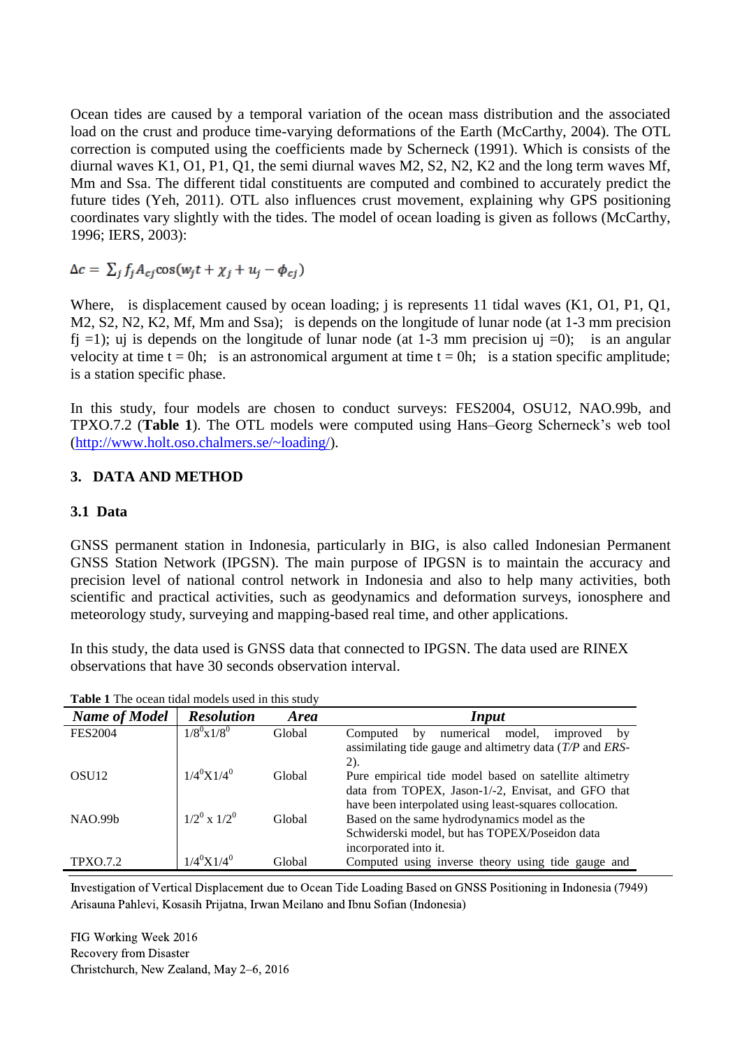Ocean tides are caused by a temporal variation of the ocean mass distribution and the associated load on the crust and produce time-varying deformations of the Earth (McCarthy, 2004). The OTL correction is computed using the coefficients made by Scherneck (1991). Which is consists of the diurnal waves K1, O1, P1, Q1, the semi diurnal waves M2, S2, N2, K2 and the long term waves Mf, Mm and Ssa. The different tidal constituents are computed and combined to accurately predict the future tides (Yeh, 2011). OTL also influences crust movement, explaining why GPS positioning coordinates vary slightly with the tides. The model of ocean loading is given as follows (McCarthy, 1996; IERS, 2003):

$$\Delta c = \sum_j f_j A_{cj} \cos(w_j t + \chi_j + u_j - \phi_{cj})$$

Where, is displacement caused by ocean loading; j is represents 11 tidal waves (K1, O1, P1, Q1, M2, S2, N2, K2, Mf, Mm and Ssa); is depends on the longitude of lunar node (at 1-3 mm precision fj =1); uj is depends on the longitude of lunar node (at 1-3 mm precision uj =0); is an angular velocity at time t = 0h; is an astronomical argument at time t = 0h; is a station specific amplitude; is a station specific phase.

In this study, four models are chosen to conduct surveys: FES2004, OSU12, NAO.99b, and TPXO.7.2 (**Table 1**). The OTL models were computed using Hans–Georg Scherneck's web tool (http://www.holt.oso.chalmers.se/~loading/).

## 3. DATA AND METHOD

### 3.1 Data

GNSS permanent station in Indonesia, particularly in BIG, is also called Indonesian Permanent GNSS Station Network (IPGSN). The main purpose of IPGSN is to maintain the accuracy and precision level of national control network in Indonesia and also to help many activities, both scientific and practical activities, such as geodynamics and deformation surveys, ionosphere and meteorology study, surveying and mapping-based real time, and other applications.

In this study, the data used is GNSS data that connected to IPGSN. The data used are RINEX observations that have 30 seconds observation interval.

**Table 1** The ocean tidal models used in this study

| *Name of Model* | *Resolution* | *Area* | *Input* |
|---|---|---|---|
| FES2004 | $1/8^0 x 1/8^0$ | Global | Computed by numerical model, improved by assimilating tide gauge and altimetry data (*T/P* and *ERS-2*). |
| OSU12 | $1/4^0 X 1/4^0$ | Global | Pure empirical tide model based on satellite altimetry data from TOPEX, Jason-1/-2, Envisat, and GFO that have been interpolated using least-squares collocation. |
| NAO.99b | $1/2^0 \times 1/2^0$ | Global | Based on the same hydrodynamics model as the Schwiderski model, but has TOPEX/Poseidon data incorporated into it. |
| TPXO.7.2 | $1/4^0 X 1/4^0$ | Global | Computed using inverse theory using tide gauge and |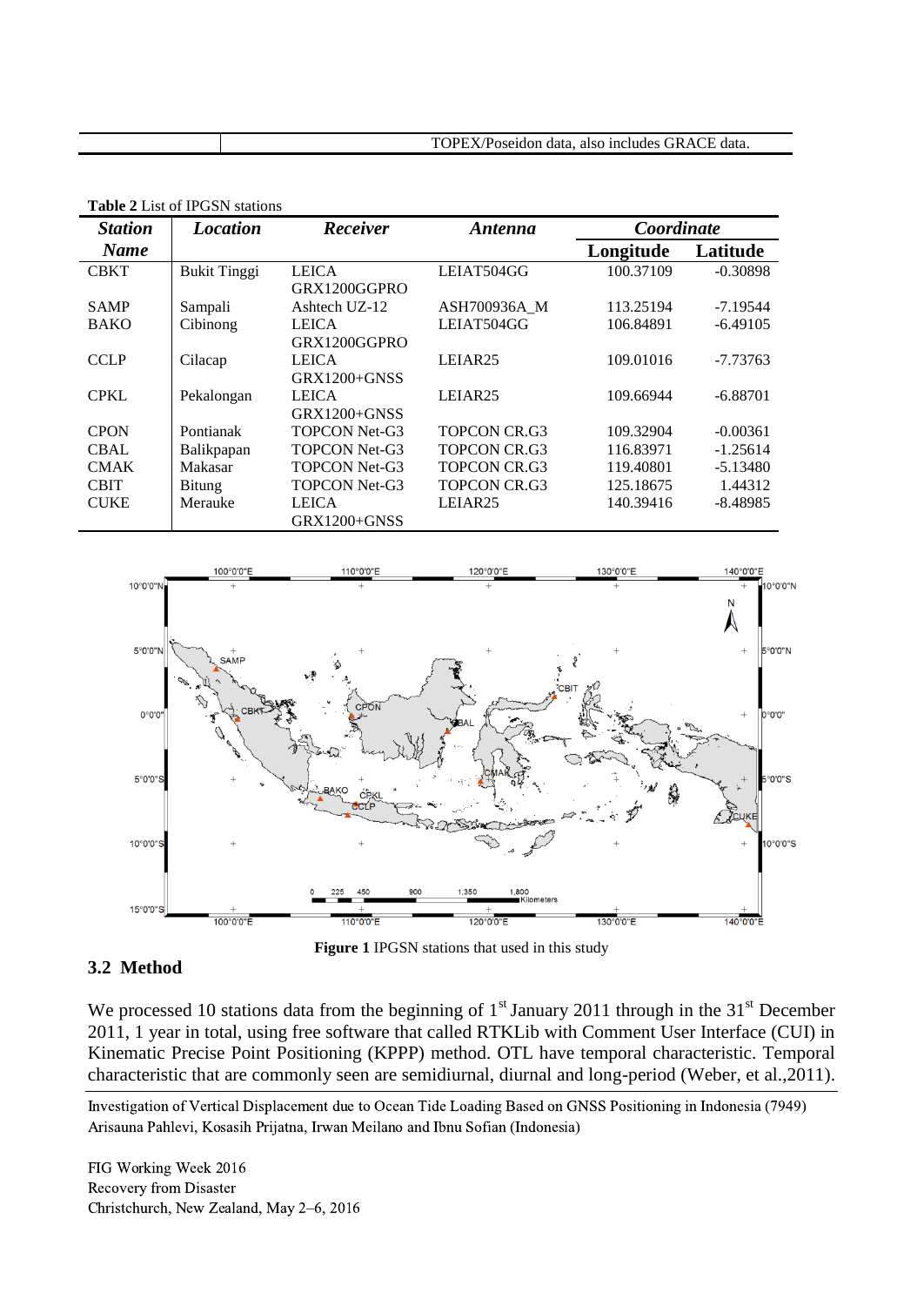| | TOPEX/Poseidon data, also includes GRACE data. |
|---|---|

**Table 2** List of IPGSN stations

| *Station Name* | *Location* | *Receiver* | *Antenna* | *Coordinate* | |
|---|---|---|---|---|---|
| | | | | **Longitude** | **Latitude** |
| CBKT | Bukit Tinggi | LEICA GRX1200GGPRO | LEIAT504GG | 100.37109 | -0.30898 |
| SAMP | Sampali | Ashtech UZ-12 | ASH700936A_M | 113.25194 | -7.19544 |
| BAKO | Cibinong | LEICA GRX1200GGPRO | LEIAT504GG | 106.84891 | -6.49105 |
| CCLP | Cilacap | LEICA GRX1200+GNSS | LEIAR25 | 109.01016 | -7.73763 |
| CPKL | Pekalongan | LEICA GRX1200+GNSS | LEIAR25 | 109.66944 | -6.88701 |
| CPON | Pontianak | TOPCON Net-G3 | TOPCON CR.G3 | 109.32904 | -0.00361 |
| CBAL | Balikpapan | TOPCON Net-G3 | TOPCON CR.G3 | 116.83971 | -1.25614 |
| CMAK | Makasar | TOPCON Net-G3 | TOPCON CR.G3 | 119.40801 | -5.13480 |
| CBIT | Bitung | TOPCON Net-G3 | TOPCON CR.G3 | 125.18675 | 1.44312 |
| CUKE | Merauke | LEICA GRX1200+GNSS | LEIAR25 | 140.39416 | -8.48985 |

**Figure 1** IPGSN stations that used in this study

## 3.2 Method

We processed 10 stations data from the beginning of 1st January 2011 through in the 31st December 2011, 1 year in total, using free software that called RTKLib with Comment User Interface (CUI) in Kinematic Precise Point Positioning (KPPP) method. OTL have temporal characteristic. Temporal characteristic that are commonly seen are semidiurnal, diurnal and long-period (Weber, et al.,2011).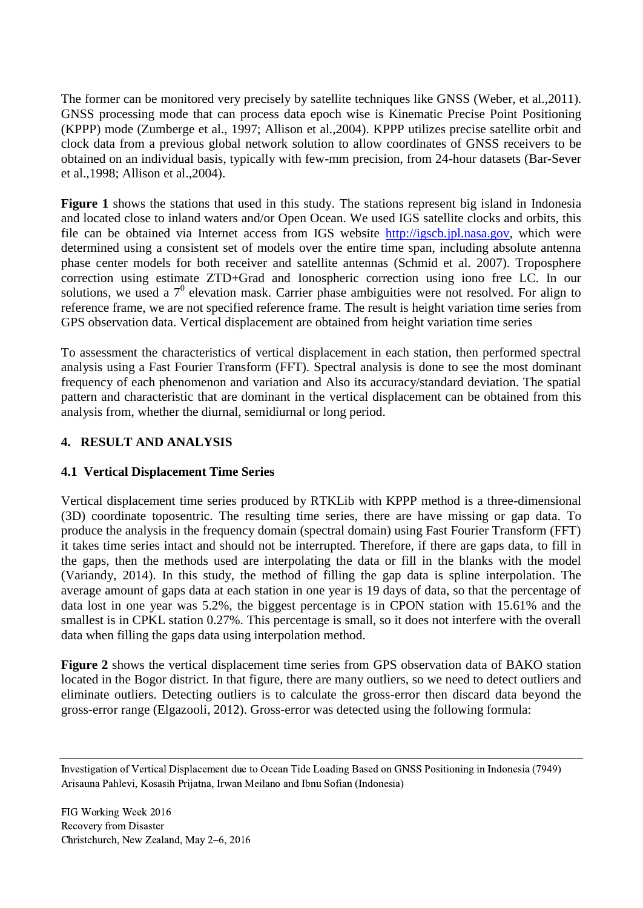The former can be monitored very precisely by satellite techniques like GNSS (Weber, et al.,2011). GNSS processing mode that can process data epoch wise is Kinematic Precise Point Positioning (KPPP) mode (Zumberge et al., 1997; Allison et al.,2004). KPPP utilizes precise satellite orbit and clock data from a previous global network solution to allow coordinates of GNSS receivers to be obtained on an individual basis, typically with few-mm precision, from 24-hour datasets (Bar-Sever et al.,1998; Allison et al.,2004).

**Figure 1** shows the stations that used in this study. The stations represent big island in Indonesia and located close to inland waters and/or Open Ocean. We used IGS satellite clocks and orbits, this file can be obtained via Internet access from IGS website http://igscb.jpl.nasa.gov, which were determined using a consistent set of models over the entire time span, including absolute antenna phase center models for both receiver and satellite antennas (Schmid et al. 2007). Troposphere correction using estimate ZTD+Grad and Ionospheric correction using iono free LC. In our solutions, we used a $7^0$ elevation mask. Carrier phase ambiguities were not resolved. For align to reference frame, we are not specified reference frame. The result is height variation time series from GPS observation data. Vertical displacement are obtained from height variation time series

To assessment the characteristics of vertical displacement in each station, then performed spectral analysis using a Fast Fourier Transform (FFT). Spectral analysis is done to see the most dominant frequency of each phenomenon and variation and Also its accuracy/standard deviation. The spatial pattern and characteristic that are dominant in the vertical displacement can be obtained from this analysis from, whether the diurnal, semidiurnal or long period.

## 4. RESULT AND ANALYSIS

### 4.1 Vertical Displacement Time Series

Vertical displacement time series produced by RTKLib with KPPP method is a three-dimensional (3D) coordinate toposentric. The resulting time series, there are have missing or gap data. To produce the analysis in the frequency domain (spectral domain) using Fast Fourier Transform (FFT) it takes time series intact and should not be interrupted. Therefore, if there are gaps data, to fill in the gaps, then the methods used are interpolating the data or fill in the blanks with the model (Variandy, 2014). In this study, the method of filling the gap data is spline interpolation. The average amount of gaps data at each station in one year is 19 days of data, so that the percentage of data lost in one year was 5.2%, the biggest percentage is in CPON station with 15.61% and the smallest is in CPKL station 0.27%. This percentage is small, so it does not interfere with the overall data when filling the gaps data using interpolation method.

**Figure 2** shows the vertical displacement time series from GPS observation data of BAKO station located in the Bogor district. In that figure, there are many outliers, so we need to detect outliers and eliminate outliers. Detecting outliers is to calculate the gross-error then discard data beyond the gross-error range (Elgazooli, 2012). Gross-error was detected using the following formula: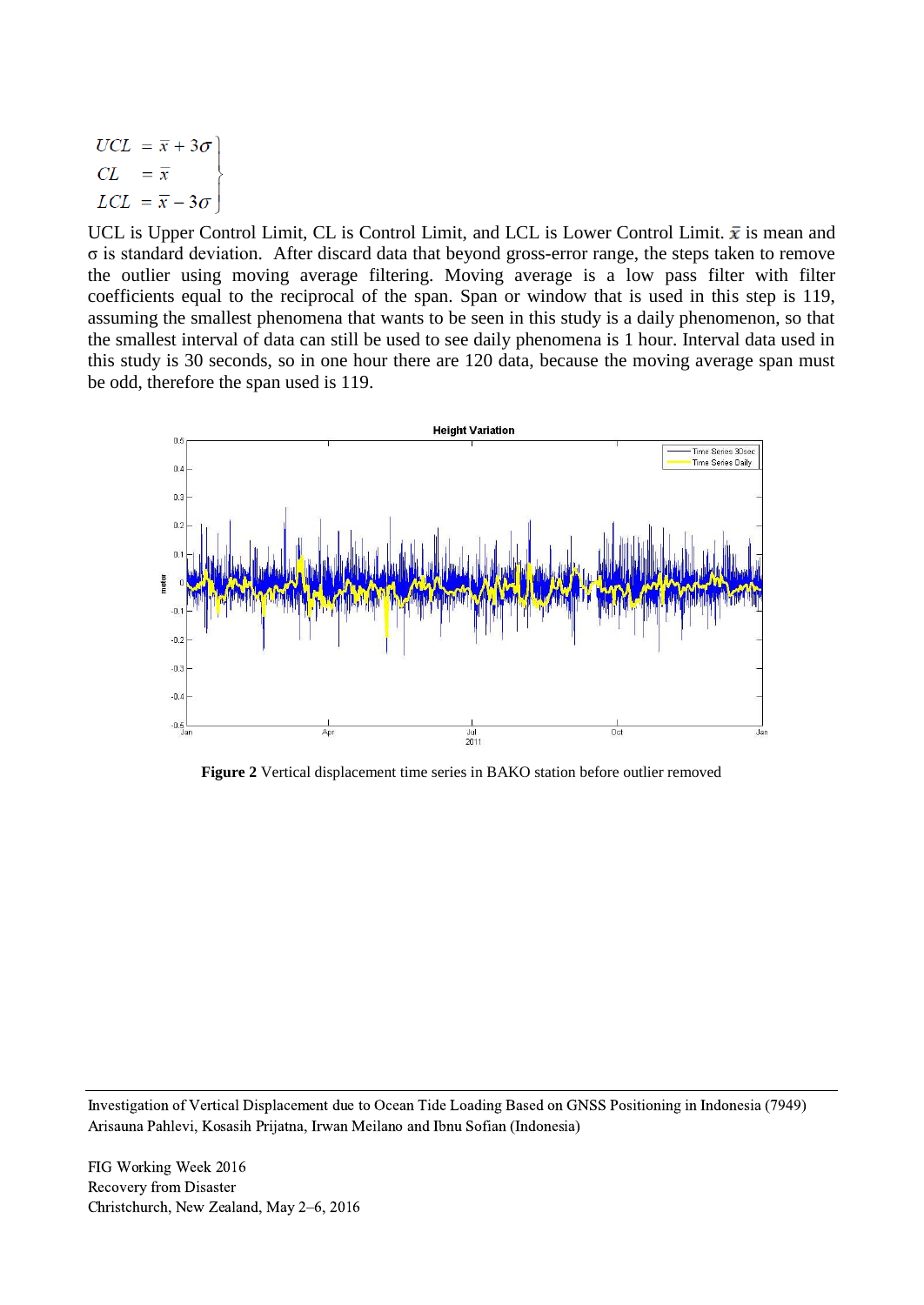$$
\left.\begin{aligned}
UCL &= \bar{x} + 3\sigma \\
CL &= \bar{x} \\
LCL &= \bar{x} - 3\sigma
\end{aligned}\right\}
$$

UCL is Upper Control Limit, CL is Control Limit, and LCL is Lower Control Limit. $\bar{x}$ is mean and $\sigma$ is standard deviation. After discard data that beyond gross-error range, the steps taken to remove the outlier using moving average filtering. Moving average is a low pass filter with filter coefficients equal to the reciprocal of the span. Span or window that is used in this step is 119, assuming the smallest phenomena that wants to be seen in this study is a daily phenomenon, so that the smallest interval of data can still be used to see daily phenomena is 1 hour. Interval data used in this study is 30 seconds, so in one hour there are 120 data, because the moving average span must be odd, therefore the span used is 119.

**Figure 2** Vertical displacement time series in BAKO station before outlier removed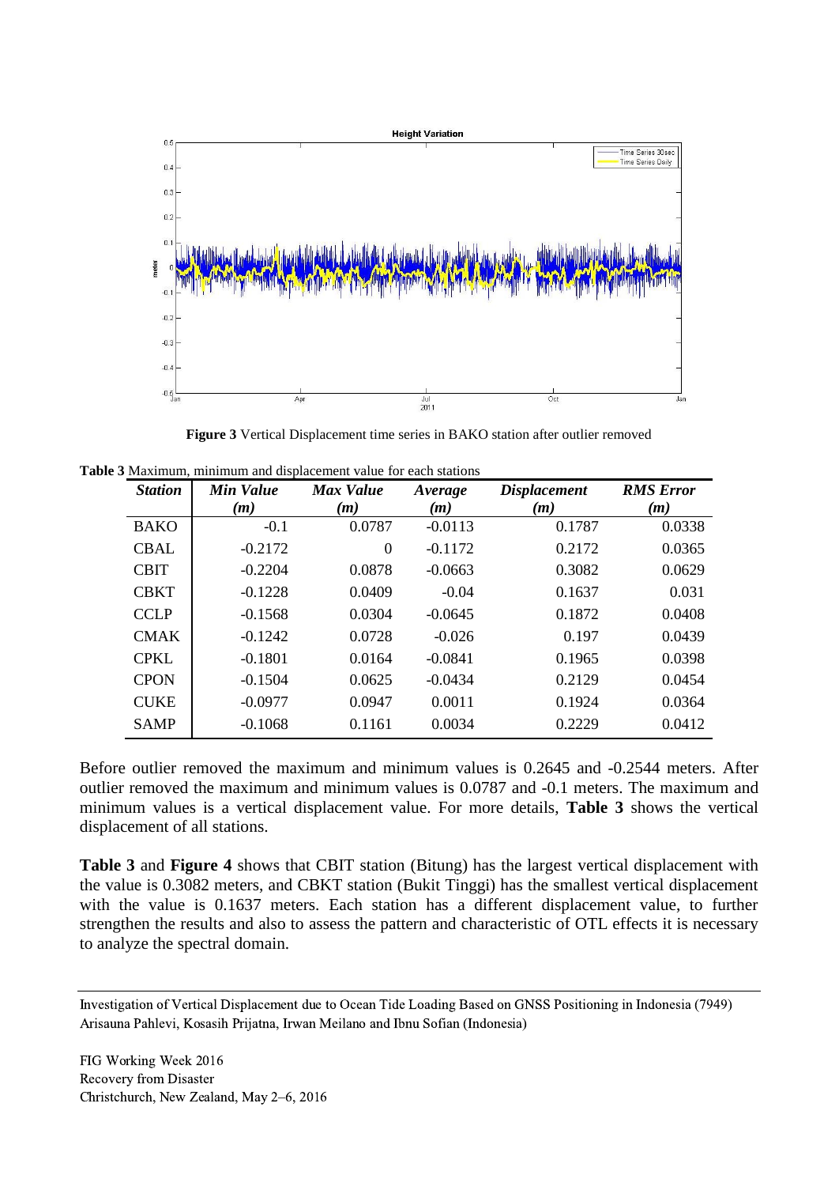**Figure 3** Vertical Displacement time series in BAKO station after outlier removed

**Table 3** Maximum, minimum and displacement value for each stations

| *Station* | *Min Value (m)* | *Max Value (m)* | *Average (m)* | *Displacement (m)* | *RMS Error (m)* |
|---|---|---|---|---|---|
| BAKO | -0.1 | 0.0787 | -0.0113 | 0.1787 | 0.0338 |
| CBAL | -0.2172 | 0 | -0.1172 | 0.2172 | 0.0365 |
| CBIT | -0.2204 | 0.0878 | -0.0663 | 0.3082 | 0.0629 |
| CBKT | -0.1228 | 0.0409 | -0.04 | 0.1637 | 0.031 |
| CCLP | -0.1568 | 0.0304 | -0.0645 | 0.1872 | 0.0408 |
| CMAK | -0.1242 | 0.0728 | -0.026 | 0.197 | 0.0439 |
| CPKL | -0.1801 | 0.0164 | -0.0841 | 0.1965 | 0.0398 |
| CPON | -0.1504 | 0.0625 | -0.0434 | 0.2129 | 0.0454 |
| CUKE | -0.0977 | 0.0947 | 0.0011 | 0.1924 | 0.0364 |
| SAMP | -0.1068 | 0.1161 | 0.0034 | 0.2229 | 0.0412 |

Before outlier removed the maximum and minimum values is 0.2645 and -0.2544 meters. After outlier removed the maximum and minimum values is 0.0787 and -0.1 meters. The maximum and minimum values is a vertical displacement value. For more details, **Table 3** shows the vertical displacement of all stations.

**Table 3** and **Figure 4** shows that CBIT station (Bitung) has the largest vertical displacement with the value is 0.3082 meters, and CBKT station (Bukit Tinggi) has the smallest vertical displacement with the value is 0.1637 meters. Each station has a different displacement value, to further strengthen the results and also to assess the pattern and characteristic of OTL effects it is necessary to analyze the spectral domain.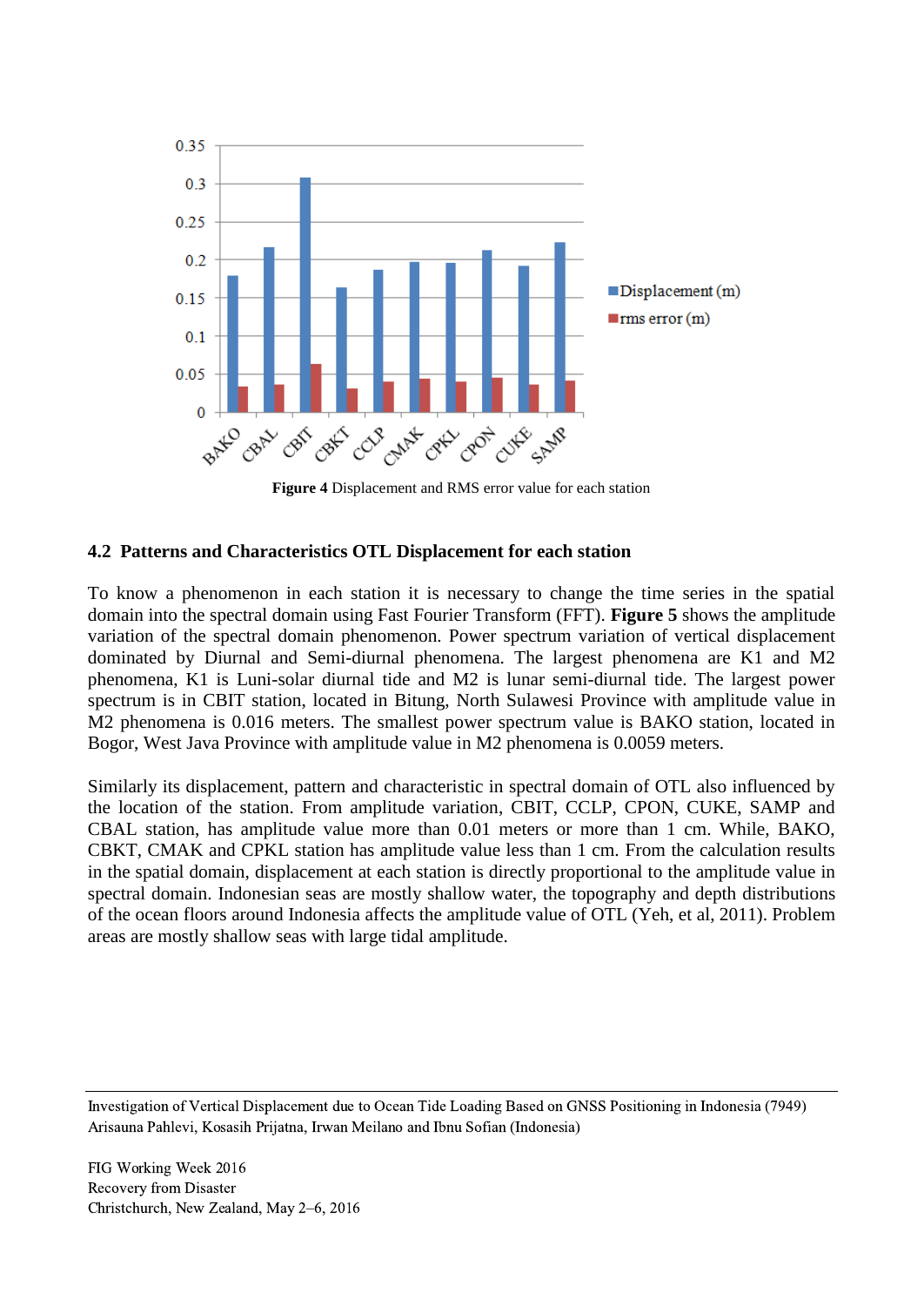**Figure 4** Displacement and RMS error value for each station

## 4.2 Patterns and Characteristics OTL Displacement for each station

To know a phenomenon in each station it is necessary to change the time series in the spatial domain into the spectral domain using Fast Fourier Transform (FFT). **Figure 5** shows the amplitude variation of the spectral domain phenomenon. Power spectrum variation of vertical displacement dominated by Diurnal and Semi-diurnal phenomena. The largest phenomena are K1 and M2 phenomena, K1 is Luni-solar diurnal tide and M2 is lunar semi-diurnal tide. The largest power spectrum is in CBIT station, located in Bitung, North Sulawesi Province with amplitude value in M2 phenomena is 0.016 meters. The smallest power spectrum value is BAKO station, located in Bogor, West Java Province with amplitude value in M2 phenomena is 0.0059 meters.

Similarly its displacement, pattern and characteristic in spectral domain of OTL also influenced by the location of the station. From amplitude variation, CBIT, CCLP, CPON, CUKE, SAMP and CBAL station, has amplitude value more than 0.01 meters or more than 1 cm. While, BAKO, CBKT, CMAK and CPKL station has amplitude value less than 1 cm. From the calculation results in the spatial domain, displacement at each station is directly proportional to the amplitude value in spectral domain. Indonesian seas are mostly shallow water, the topography and depth distributions of the ocean floors around Indonesia affects the amplitude value of OTL (Yeh, et al, 2011). Problem areas are mostly shallow seas with large tidal amplitude.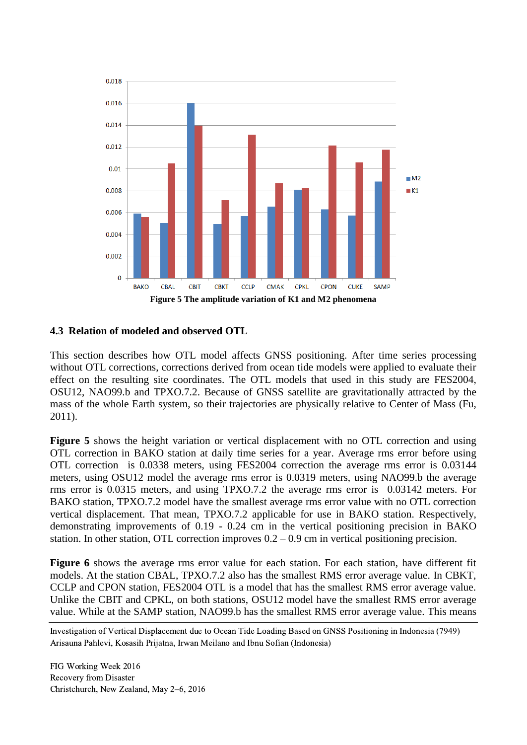Figure 5 The amplitude variation of K1 and M2 phenomena

### 4.3 Relation of modeled and observed OTL

This section describes how OTL model affects GNSS positioning. After time series processing without OTL corrections, corrections derived from ocean tide models were applied to evaluate their effect on the resulting site coordinates. The OTL models that used in this study are FES2004, OSU12, NAO99.b and TPXO.7.2. Because of GNSS satellite are gravitationally attracted by the mass of the whole Earth system, so their trajectories are physically relative to Center of Mass (Fu, 2011).

**Figure 5** shows the height variation or vertical displacement with no OTL correction and using OTL correction in BAKO station at daily time series for a year. Average rms error before using OTL correction is 0.0338 meters, using FES2004 correction the average rms error is 0.03144 meters, using OSU12 model the average rms error is 0.0319 meters, using NAO99.b the average rms error is 0.0315 meters, and using TPXO.7.2 the average rms error is 0.03142 meters. For BAKO station, TPXO.7.2 model have the smallest average rms error value with no OTL correction vertical displacement. That mean, TPXO.7.2 applicable for use in BAKO station. Respectively, demonstrating improvements of 0.19 - 0.24 cm in the vertical positioning precision in BAKO station. In other station, OTL correction improves 0.2 – 0.9 cm in vertical positioning precision.

**Figure 6** shows the average rms error value for each station. For each station, have different fit models. At the station CBAL, TPXO.7.2 also has the smallest RMS error average value. In CBKT, CCLP and CPON station, FES2004 OTL is a model that has the smallest RMS error average value. Unlike the CBIT and CPKL, on both stations, OSU12 model have the smallest RMS error average value. While at the SAMP station, NAO99.b has the smallest RMS error average value. This means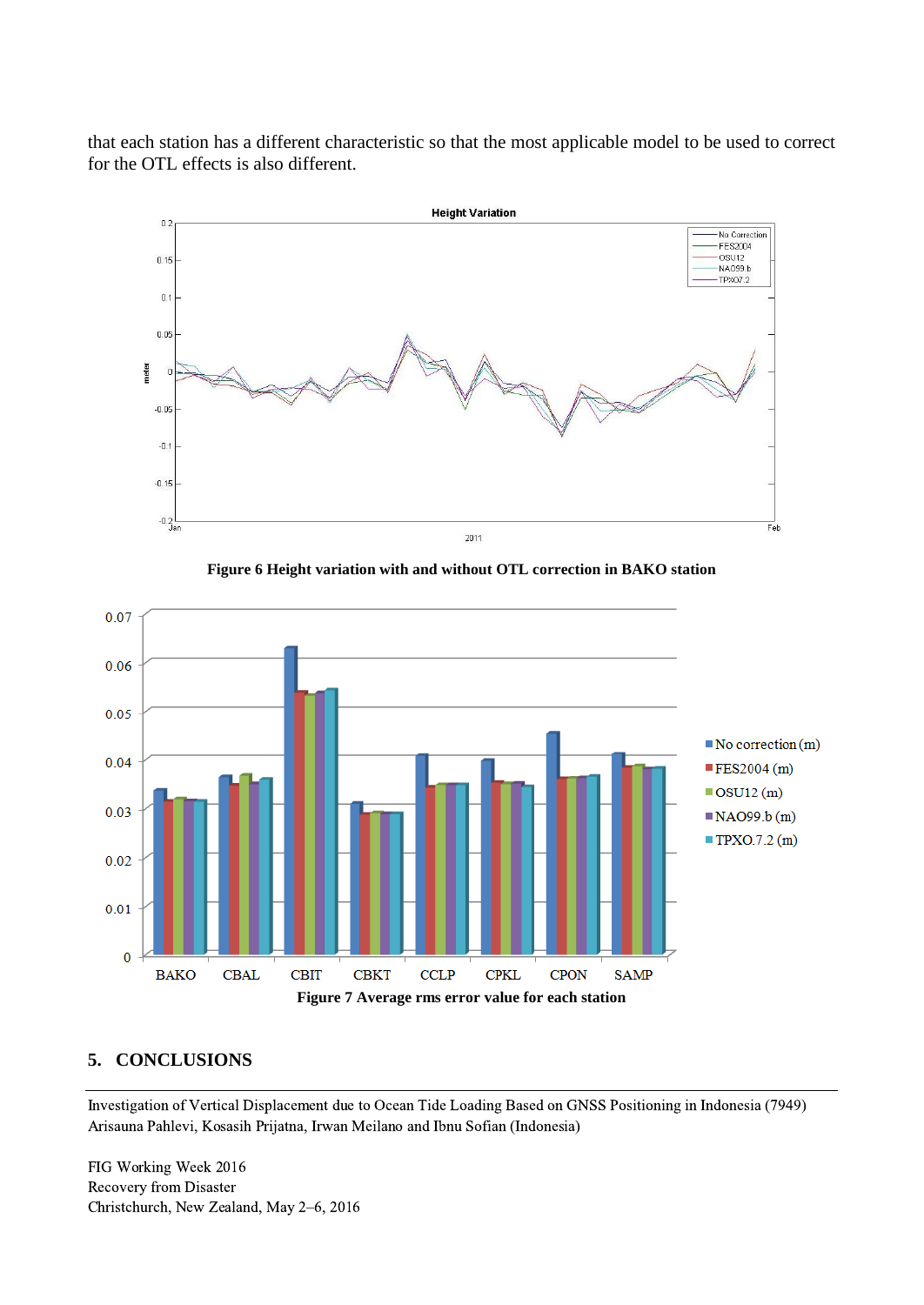that each station has a different characteristic so that the most applicable model to be used to correct for the OTL effects is also different.

**Figure 6 Height variation with and without OTL correction in BAKO station**

**Figure 7 Average rms error value for each station**

## 5. CONCLUSIONS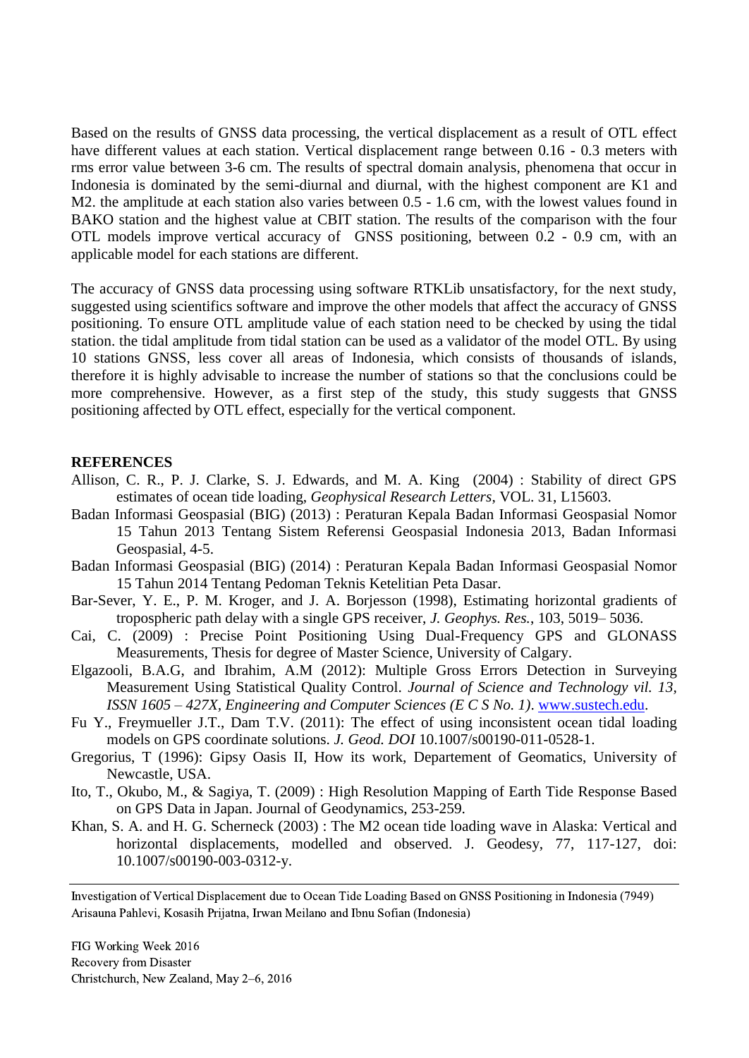Based on the results of GNSS data processing, the vertical displacement as a result of OTL effect have different values at each station. Vertical displacement range between 0.16 - 0.3 meters with rms error value between 3-6 cm. The results of spectral domain analysis, phenomena that occur in Indonesia is dominated by the semi-diurnal and diurnal, with the highest component are K1 and M2. the amplitude at each station also varies between 0.5 - 1.6 cm, with the lowest values found in BAKO station and the highest value at CBIT station. The results of the comparison with the four OTL models improve vertical accuracy of GNSS positioning, between 0.2 - 0.9 cm, with an applicable model for each stations are different.

The accuracy of GNSS data processing using software RTKLib unsatisfactory, for the next study, suggested using scientifics software and improve the other models that affect the accuracy of GNSS positioning. To ensure OTL amplitude value of each station need to be checked by using the tidal station. the tidal amplitude from tidal station can be used as a validator of the model OTL. By using 10 stations GNSS, less cover all areas of Indonesia, which consists of thousands of islands, therefore it is highly advisable to increase the number of stations so that the conclusions could be more comprehensive. However, as a first step of the study, this study suggests that GNSS positioning affected by OTL effect, especially for the vertical component.

**REFERENCES**

Allison, C. R., P. J. Clarke, S. J. Edwards, and M. A. King (2004) : Stability of direct GPS estimates of ocean tide loading, *Geophysical Research Letters*, VOL. 31, L15603.

Badan Informasi Geospasial (BIG) (2013) : Peraturan Kepala Badan Informasi Geospasial Nomor 15 Tahun 2013 Tentang Sistem Referensi Geospasial Indonesia 2013, Badan Informasi Geospasial, 4-5.

Badan Informasi Geospasial (BIG) (2014) : Peraturan Kepala Badan Informasi Geospasial Nomor 15 Tahun 2014 Tentang Pedoman Teknis Ketelitian Peta Dasar.

Bar-Sever, Y. E., P. M. Kroger, and J. A. Borjesson (1998), Estimating horizontal gradients of tropospheric path delay with a single GPS receiver, *J. Geophys. Res.*, 103, 5019– 5036.

Cai, C. (2009) : Precise Point Positioning Using Dual-Frequency GPS and GLONASS Measurements, Thesis for degree of Master Science, University of Calgary.

Elgazooli, B.A.G, and Ibrahim, A.M (2012): Multiple Gross Errors Detection in Surveying Measurement Using Statistical Quality Control. *Journal of Science and Technology vil. 13, ISSN 1605 – 427X, Engineering and Computer Sciences (E C S No. 1)*. www.sustech.edu.

Fu Y., Freymueller J.T., Dam T.V. (2011): The effect of using inconsistent ocean tidal loading models on GPS coordinate solutions. *J. Geod. DOI* 10.1007/s00190-011-0528-1.

Gregorius, T (1996): Gipsy Oasis II, How its work, Departement of Geomatics, University of Newcastle, USA.

Ito, T., Okubo, M., & Sagiya, T. (2009) : High Resolution Mapping of Earth Tide Response Based on GPS Data in Japan. Journal of Geodynamics, 253-259.

Khan, S. A. and H. G. Scherneck (2003) : The M2 ocean tide loading wave in Alaska: Vertical and horizontal displacements, modelled and observed. J. Geodesy, 77, 117-127, doi: 10.1007/s00190-003-0312-y.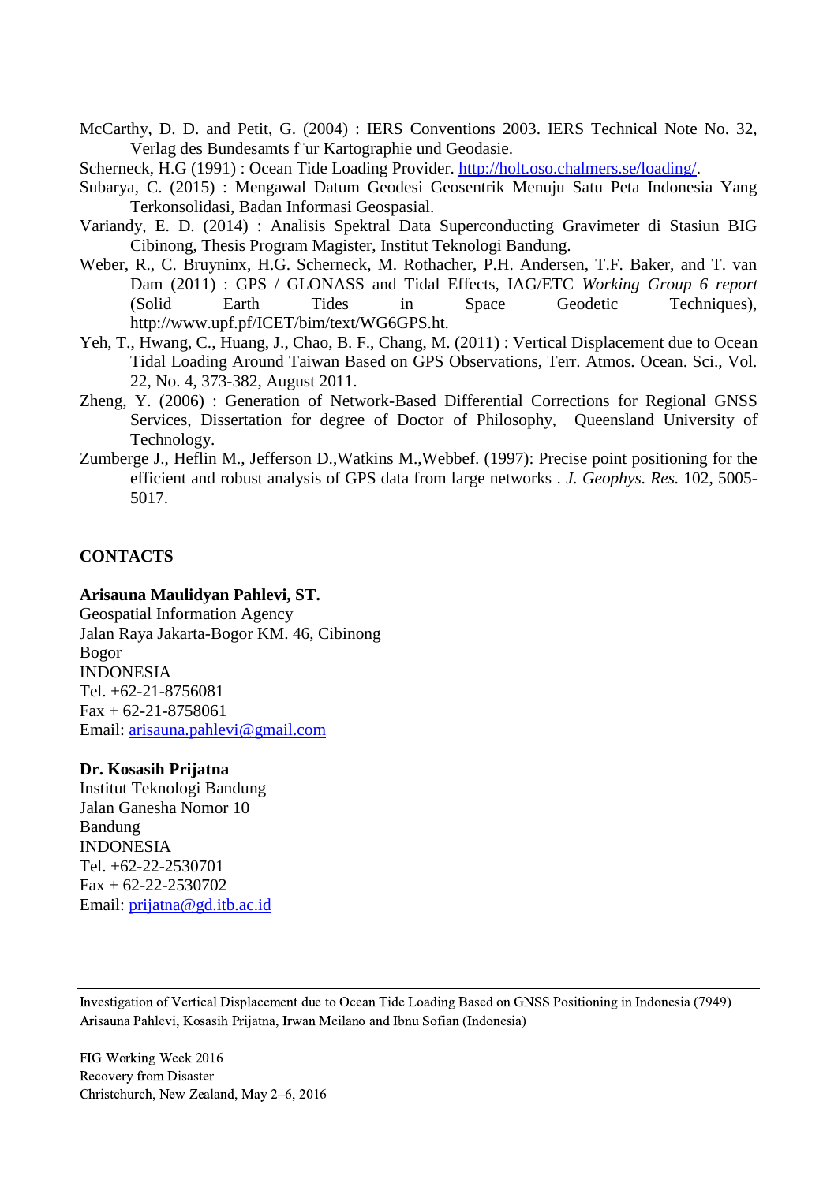McCarthy, D. D. and Petit, G. (2004) : IERS Conventions 2003. IERS Technical Note No. 32, Verlag des Bundesamts f¨ur Kartographie und Geodasie.

Scherneck, H.G (1991) : Ocean Tide Loading Provider. http://holt.oso.chalmers.se/loading/.

Subarya, C. (2015) : Mengawal Datum Geodesi Geosentrik Menuju Satu Peta Indonesia Yang Terkonsolidasi, Badan Informasi Geospasial.

Variandy, E. D. (2014) : Analisis Spektral Data Superconducting Gravimeter di Stasiun BIG Cibinong, Thesis Program Magister, Institut Teknologi Bandung.

Weber, R., C. Bruyninx, H.G. Scherneck, M. Rothacher, P.H. Andersen, T.F. Baker, and T. van Dam (2011) : GPS / GLONASS and Tidal Effects, IAG/ETC *Working Group 6 report* (Solid Earth Tides in Space Geodetic Techniques), http://www.upf.pf/ICET/bim/text/WG6GPS.ht.

Yeh, T., Hwang, C., Huang, J., Chao, B. F., Chang, M. (2011) : Vertical Displacement due to Ocean Tidal Loading Around Taiwan Based on GPS Observations, Terr. Atmos. Ocean. Sci., Vol. 22, No. 4, 373-382, August 2011.

Zheng, Y. (2006) : Generation of Network-Based Differential Corrections for Regional GNSS Services, Dissertation for degree of Doctor of Philosophy, Queensland University of Technology.

Zumberge J., Heflin M., Jefferson D.,Watkins M.,Webbef. (1997): Precise point positioning for the efficient and robust analysis of GPS data from large networks . *J. Geophys. Res.* 102, 5005-5017.

## CONTACTS

**Arisauna Maulidyan Pahlevi, ST.**
Geospatial Information Agency
Jalan Raya Jakarta-Bogor KM. 46, Cibinong
Bogor
INDONESIA
Tel. +62-21-8756081
Fax + 62-21-8758061
Email: arisauna.pahlevi@gmail.com

**Dr. Kosasih Prijatna**
Institut Teknologi Bandung
Jalan Ganesha Nomor 10
Bandung
INDONESIA
Tel. +62-22-2530701
Fax + 62-22-2530702
Email: prijatna@gd.itb.ac.id